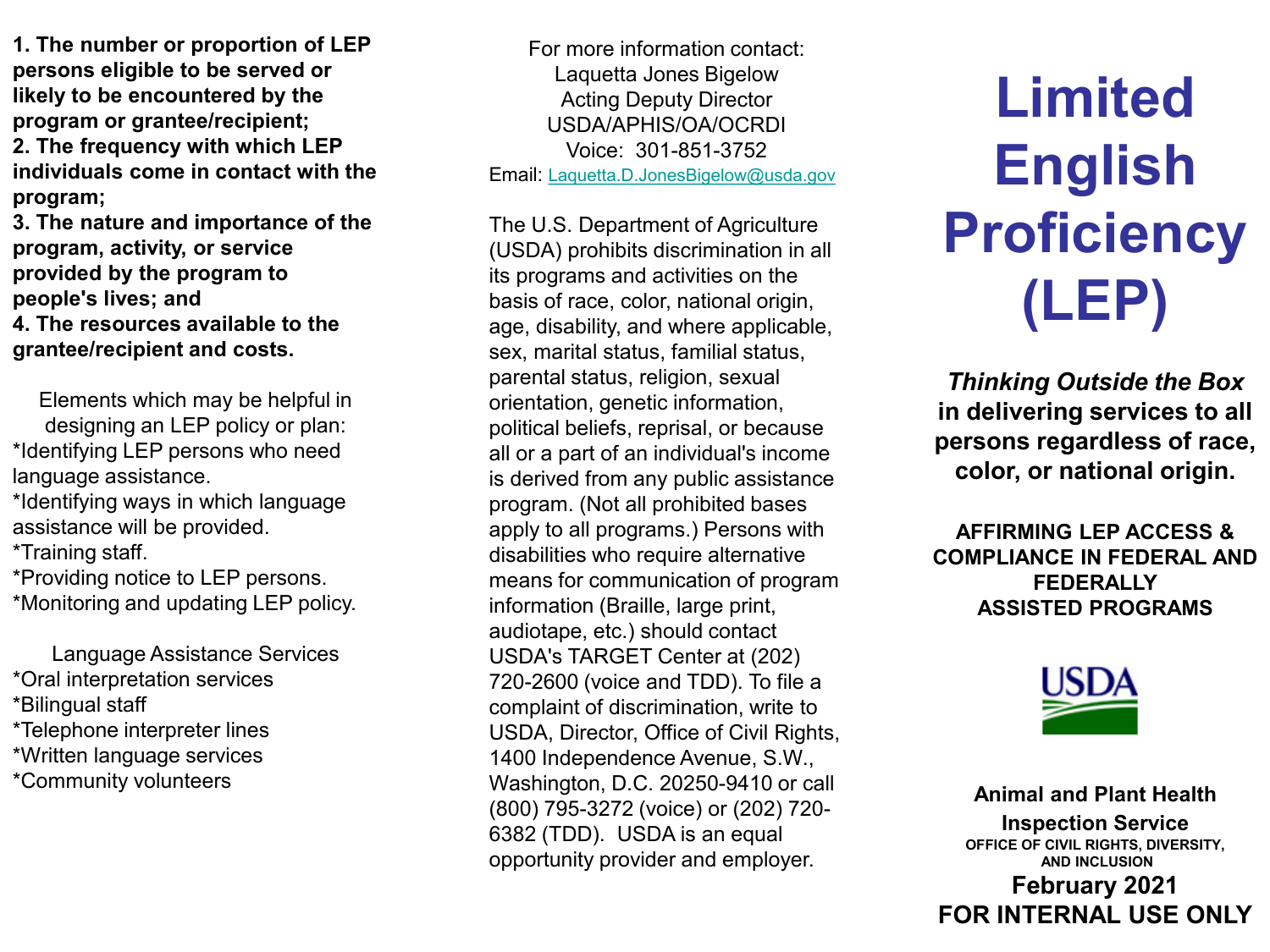**1. The number or proportion of LEP persons eligible to be served or likely to be encountered by the program or grantee/recipient;**
**2. The frequency with which LEP individuals come in contact with the program;**
**3. The nature and importance of the program, activity, or service provided by the program to people's lives; and**
**4. The resources available to the grantee/recipient and costs.**

Elements which may be helpful in designing an LEP policy or plan:
*Identifying LEP persons who need language assistance.
*Identifying ways in which language assistance will be provided.
*Training staff.
*Providing notice to LEP persons.
*Monitoring and updating LEP policy.

Language Assistance Services
*Oral interpretation services
*Bilingual staff
*Telephone interpreter lines
*Written language services
*Community volunteers

For more information contact:
Laquetta Jones Bigelow
Acting Deputy Director
USDA/APHIS/OA/OCRDI
Voice: 301-851-3752
Email: Laquetta.D.JonesBigelow@usda.gov

The U.S. Department of Agriculture (USDA) prohibits discrimination in all its programs and activities on the basis of race, color, national origin, age, disability, and where applicable, sex, marital status, familial status, parental status, religion, sexual orientation, genetic information, political beliefs, reprisal, or because all or a part of an individual's income is derived from any public assistance program. (Not all prohibited bases apply to all programs.) Persons with disabilities who require alternative means for communication of program information (Braille, large print, audiotape, etc.) should contact USDA's TARGET Center at (202) 720-2600 (voice and TDD). To file a complaint of discrimination, write to USDA, Director, Office of Civil Rights, 1400 Independence Avenue, S.W., Washington, D.C. 20250-9410 or call (800) 795-3272 (voice) or (202) 720-6382 (TDD). USDA is an equal opportunity provider and employer.

# Limited English Proficiency (LEP)

***Thinking Outside the Box* in delivering services to all persons regardless of race, color, or national origin.**

**AFFIRMING LEP ACCESS & COMPLIANCE IN FEDERAL AND FEDERALLY ASSISTED PROGRAMS**

USDA

**Animal and Plant Health Inspection Service**
**OFFICE OF CIVIL RIGHTS, DIVERSITY, AND INCLUSION**
**February 2021**
**FOR INTERNAL USE ONLY**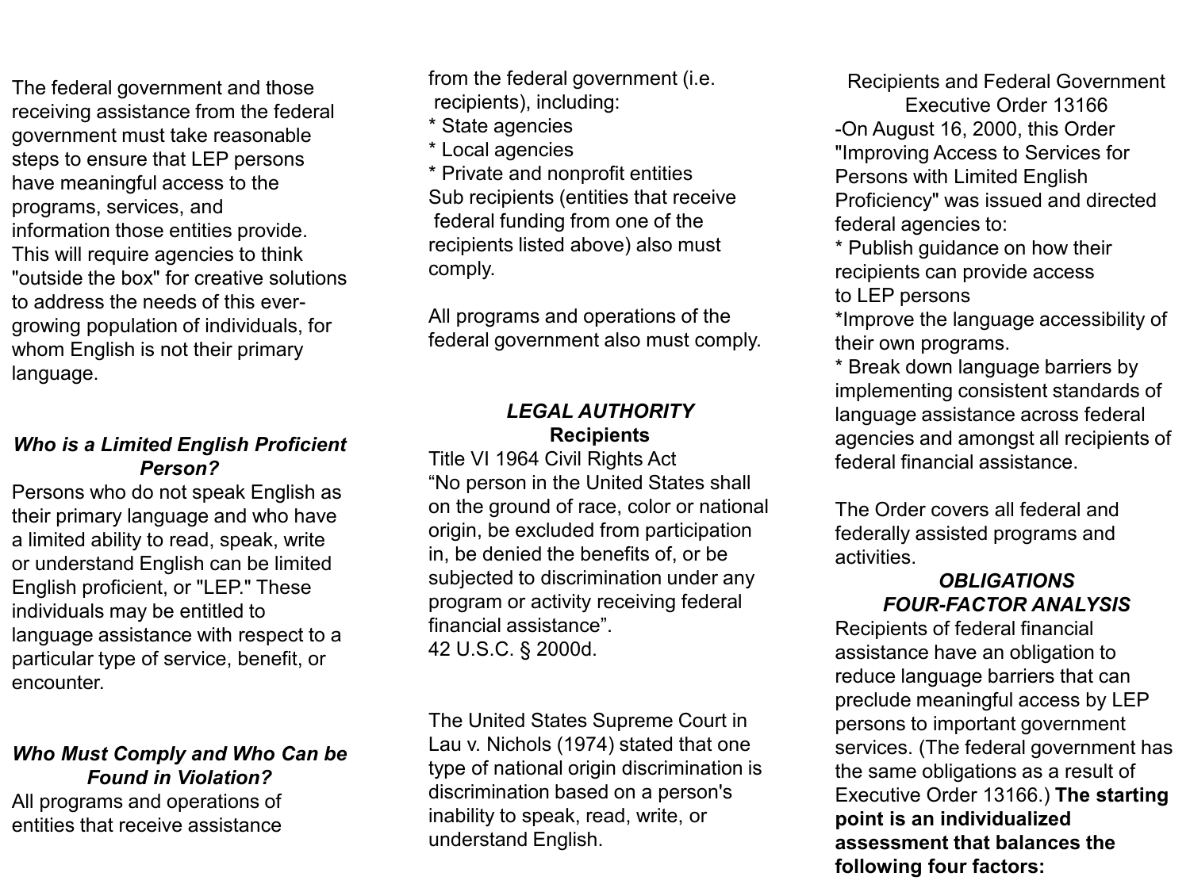The federal government and those receiving assistance from the federal government must take reasonable steps to ensure that LEP persons have meaningful access to the programs, services, and information those entities provide. This will require agencies to think "outside the box" for creative solutions to address the needs of this ever-growing population of individuals, for whom English is not their primary language.

### *Who is a Limited English Proficient Person?*

Persons who do not speak English as their primary language and who have a limited ability to read, speak, write or understand English can be limited English proficient, or "LEP." These individuals may be entitled to language assistance with respect to a particular type of service, benefit, or encounter.

### *Who Must Comply and Who Can be Found in Violation?*

All programs and operations of entities that receive assistance from the federal government (i.e. recipients), including:

* State agencies
* Local agencies
* Private and nonprofit entities

Sub recipients (entities that receive federal funding from one of the recipients listed above) also must comply.

All programs and operations of the federal government also must comply.

### *LEGAL AUTHORITY*

**Recipients**

Title VI 1964 Civil Rights Act
“No person in the United States shall on the ground of race, color or national origin, be excluded from participation in, be denied the benefits of, or be subjected to discrimination under any program or activity receiving federal financial assistance”.
42 U.S.C. § 2000d.

The United States Supreme Court in Lau v. Nichols (1974) stated that one type of national origin discrimination is discrimination based on a person's inability to speak, read, write, or understand English.

Recipients and Federal Government
Executive Order 13166

-On August 16, 2000, this Order "Improving Access to Services for Persons with Limited English Proficiency" was issued and directed federal agencies to:

* Publish guidance on how their recipients can provide access to LEP persons
* Improve the language accessibility of their own programs.
* Break down language barriers by implementing consistent standards of language assistance across federal agencies and amongst all recipients of federal financial assistance.

The Order covers all federal and federally assisted programs and activities.

### *OBLIGATIONS*
### *FOUR-FACTOR ANALYSIS*

Recipients of federal financial assistance have an obligation to reduce language barriers that can preclude meaningful access by LEP persons to important government services. (The federal government has the same obligations as a result of Executive Order 13166.) **The starting point is an individualized assessment that balances the following four factors:**